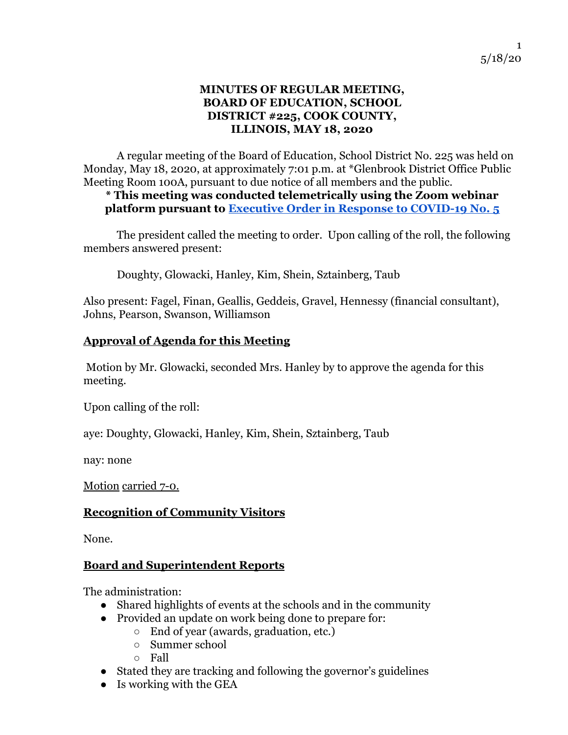# MINUTES OF REGULAR MEETING, BOARD OF EDUCATION, SCHOOL DISTRICT #225, COOK COUNTY, ILLINOIS, MAY 18, 2020

A regular meeting of the Board of Education, School District No. 225 was held on Monday, May 18, 2020, at approximately 7:01 p.m. at *Glenbrook District Office Public Meeting Room 100A, pursuant to due notice of all members and the public.

**\* This meeting was conducted telemetrically using the Zoom webinar platform pursuant to [Executive Order in Response to COVID-19 No. 5]()**

The president called the meeting to order. Upon calling of the roll, the following members answered present:

Doughty, Glowacki, Hanley, Kim, Shein, Sztainberg, Taub

Also present: Fagel, Finan, Geallis, Geddeis, Gravel, Hennessy (financial consultant), Johns, Pearson, Swanson, Williamson

## Approval of Agenda for this Meeting

Motion by Mr. Glowacki, seconded Mrs. Hanley by to approve the agenda for this meeting.

Upon calling of the roll:

aye: Doughty, Glowacki, Hanley, Kim, Shein, Sztainberg, Taub

nay: none

Motion carried 7-0.

## Recognition of Community Visitors

None.

## Board and Superintendent Reports

The administration:

- Shared highlights of events at the schools and in the community
- Provided an update on work being done to prepare for:
  - End of year (awards, graduation, etc.)
  - Summer school
  - Fall
- Stated they are tracking and following the governor's guidelines
- Is working with the GEA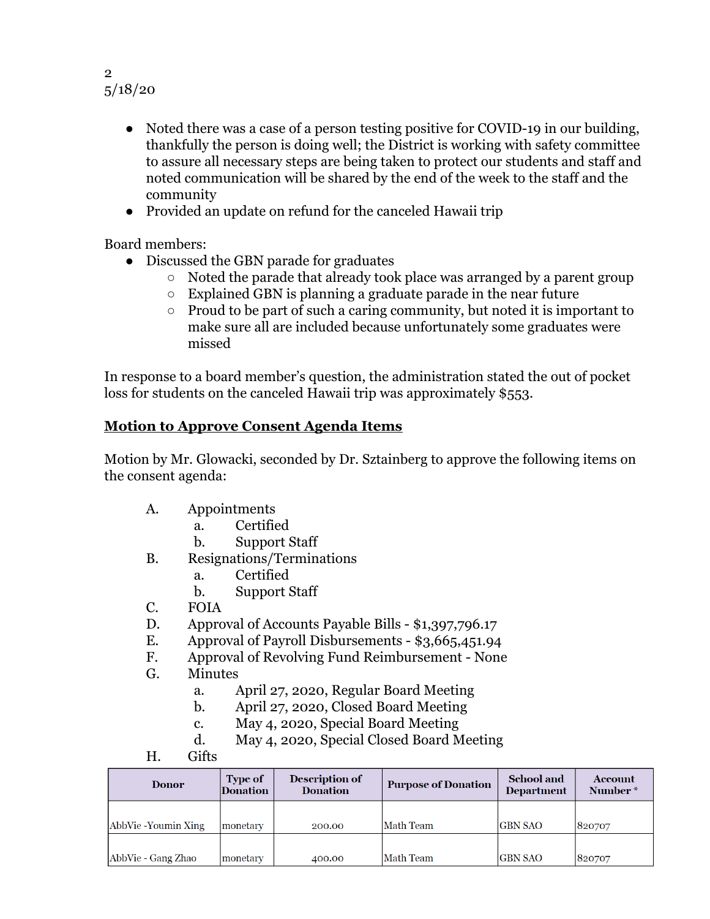- Noted there was a case of a person testing positive for COVID-19 in our building, thankfully the person is doing well; the District is working with safety committee to assure all necessary steps are being taken to protect our students and staff and noted communication will be shared by the end of the week to the staff and the community
- Provided an update on refund for the canceled Hawaii trip

Board members:

- Discussed the GBN parade for graduates
  - Noted the parade that already took place was arranged by a parent group
  - Explained GBN is planning a graduate parade in the near future
  - Proud to be part of such a caring community, but noted it is important to make sure all are included because unfortunately some graduates were missed

In response to a board member's question, the administration stated the out of pocket loss for students on the canceled Hawaii trip was approximately $553.

## Motion to Approve Consent Agenda Items

Motion by Mr. Glowacki, seconded by Dr. Sztainberg to approve the following items on the consent agenda:

A. Appointments
   a. Certified
   b. Support Staff
B. Resignations/Terminations
   a. Certified
   b. Support Staff
C. FOIA
D. Approval of Accounts Payable Bills - $1,397,796.17
E. Approval of Payroll Disbursements - $3,665,451.94
F. Approval of Revolving Fund Reimbursement - None
G. Minutes
   a. April 27, 2020, Regular Board Meeting
   b. April 27, 2020, Closed Board Meeting
   c. May 4, 2020, Special Board Meeting
   d. May 4, 2020, Special Closed Board Meeting
H. Gifts

| Donor | Type of Donation | Description of Donation | Purpose of Donation | School and Department | Account Number * |
|---|---|---|---|---|---|
| AbbVie -Youmin Xing | monetary | 200.00 | Math Team | GBN SAO | 820707 |
| AbbVie - Gang Zhao | monetary | 400.00 | Math Team | GBN SAO | 820707 |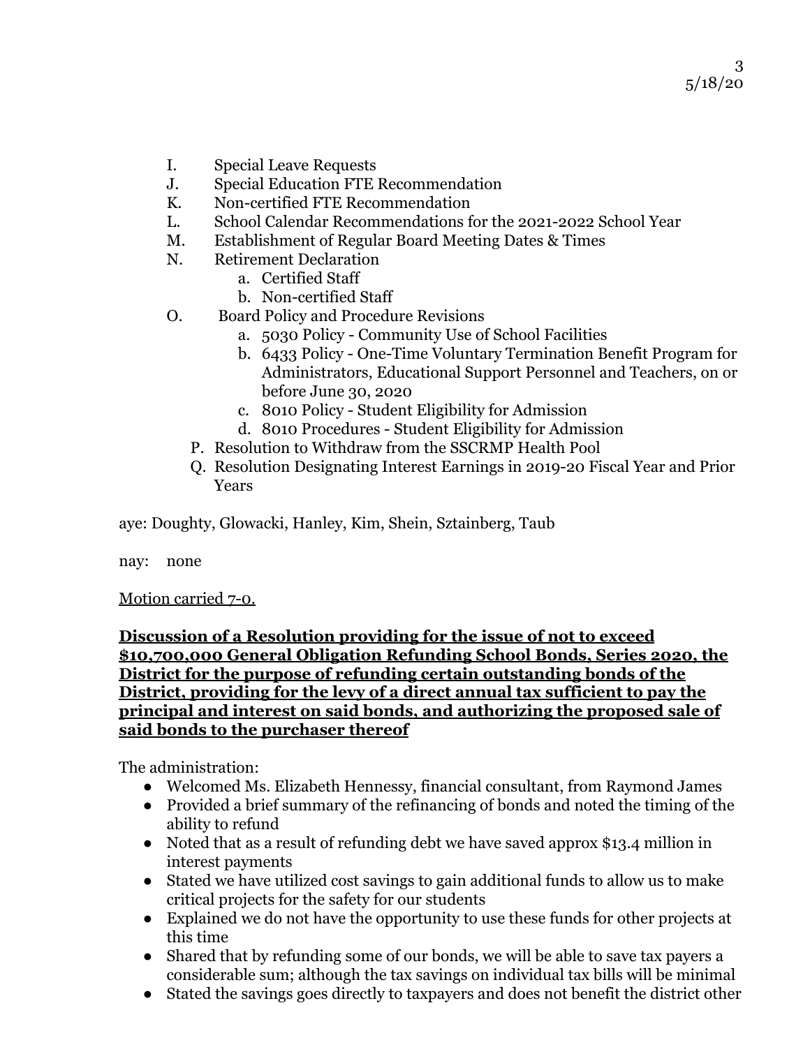I. Special Leave Requests
J. Special Education FTE Recommendation
K. Non-certified FTE Recommendation
L. School Calendar Recommendations for the 2021-2022 School Year
M. Establishment of Regular Board Meeting Dates & Times
N. Retirement Declaration
   a. Certified Staff
   b. Non-certified Staff
O. Board Policy and Procedure Revisions
   a. 5030 Policy - Community Use of School Facilities
   b. 6433 Policy - One-Time Voluntary Termination Benefit Program for Administrators, Educational Support Personnel and Teachers, on or before June 30, 2020
   c. 8010 Policy - Student Eligibility for Admission
   d. 8010 Procedures - Student Eligibility for Admission
P. Resolution to Withdraw from the SSCRMP Health Pool
Q. Resolution Designating Interest Earnings in 2019-20 Fiscal Year and Prior Years

aye: Doughty, Glowacki, Hanley, Kim, Shein, Sztainberg, Taub

nay: none

Motion carried 7-0.

**Discussion of a Resolution providing for the issue of not to exceed $10,700,000 General Obligation Refunding School Bonds, Series 2020, the District for the purpose of refunding certain outstanding bonds of the District, providing for the levy of a direct annual tax sufficient to pay the principal and interest on said bonds, and authorizing the proposed sale of said bonds to the purchaser thereof**

The administration:

- Welcomed Ms. Elizabeth Hennessy, financial consultant, from Raymond James
- Provided a brief summary of the refinancing of bonds and noted the timing of the ability to refund
- Noted that as a result of refunding debt we have saved approx $13.4 million in interest payments
- Stated we have utilized cost savings to gain additional funds to allow us to make critical projects for the safety for our students
- Explained we do not have the opportunity to use these funds for other projects at this time
- Shared that by refunding some of our bonds, we will be able to save tax payers a considerable sum; although the tax savings on individual tax bills will be minimal
- Stated the savings goes directly to taxpayers and does not benefit the district other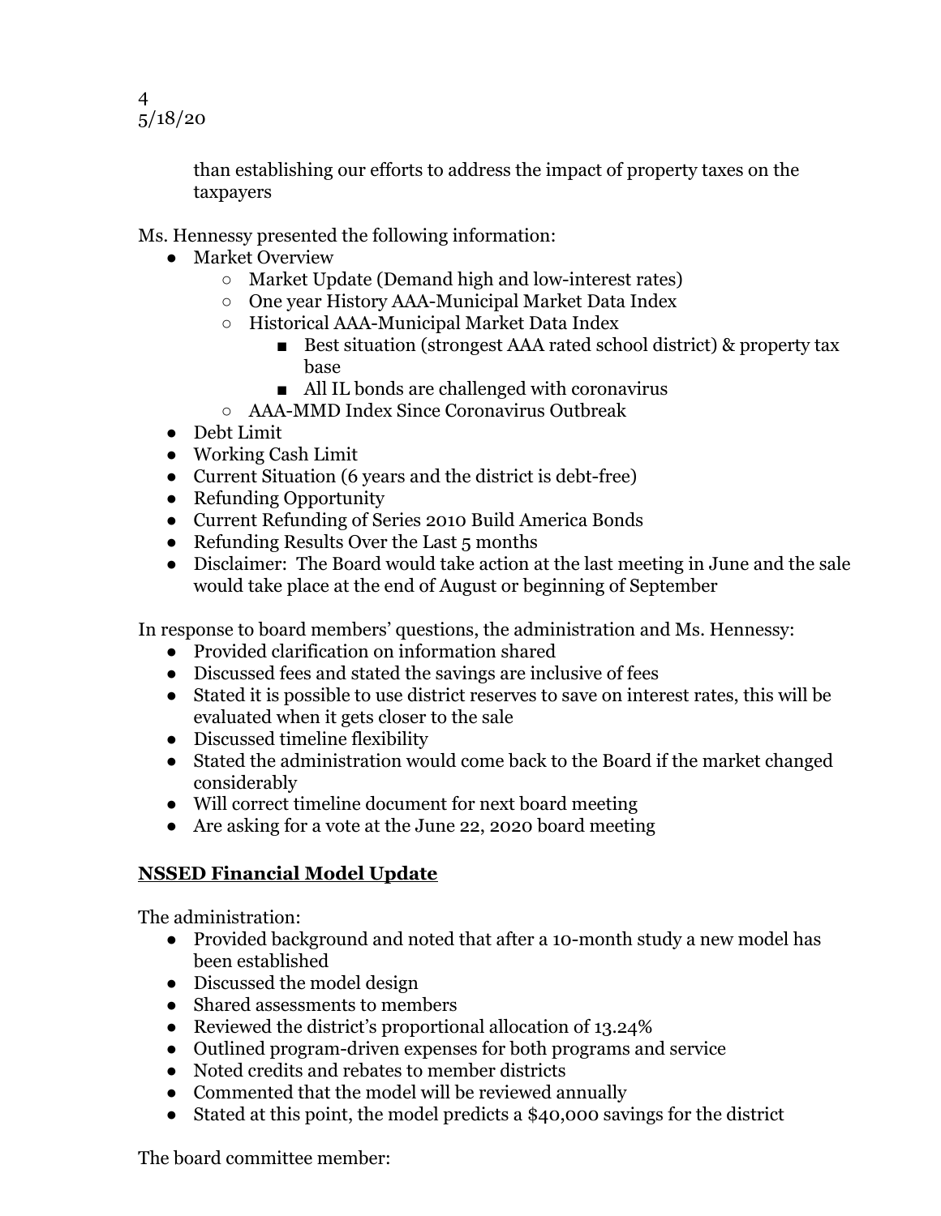than establishing our efforts to address the impact of property taxes on the taxpayers

Ms. Hennessy presented the following information:

- Market Overview
  - Market Update (Demand high and low-interest rates)
  - One year History AAA-Municipal Market Data Index
  - Historical AAA-Municipal Market Data Index
    - Best situation (strongest AAA rated school district) & property tax base
    - All IL bonds are challenged with coronavirus
  - AAA-MMD Index Since Coronavirus Outbreak
- Debt Limit
- Working Cash Limit
- Current Situation (6 years and the district is debt-free)
- Refunding Opportunity
- Current Refunding of Series 2010 Build America Bonds
- Refunding Results Over the Last 5 months
- Disclaimer: The Board would take action at the last meeting in June and the sale would take place at the end of August or beginning of September

In response to board members' questions, the administration and Ms. Hennessy:

- Provided clarification on information shared
- Discussed fees and stated the savings are inclusive of fees
- Stated it is possible to use district reserves to save on interest rates, this will be evaluated when it gets closer to the sale
- Discussed timeline flexibility
- Stated the administration would come back to the Board if the market changed considerably
- Will correct timeline document for next board meeting
- Are asking for a vote at the June 22, 2020 board meeting

## NSSED Financial Model Update

The administration:

- Provided background and noted that after a 10-month study a new model has been established
- Discussed the model design
- Shared assessments to members
- Reviewed the district's proportional allocation of 13.24%
- Outlined program-driven expenses for both programs and service
- Noted credits and rebates to member districts
- Commented that the model will be reviewed annually
- Stated at this point, the model predicts a $40,000 savings for the district

The board committee member: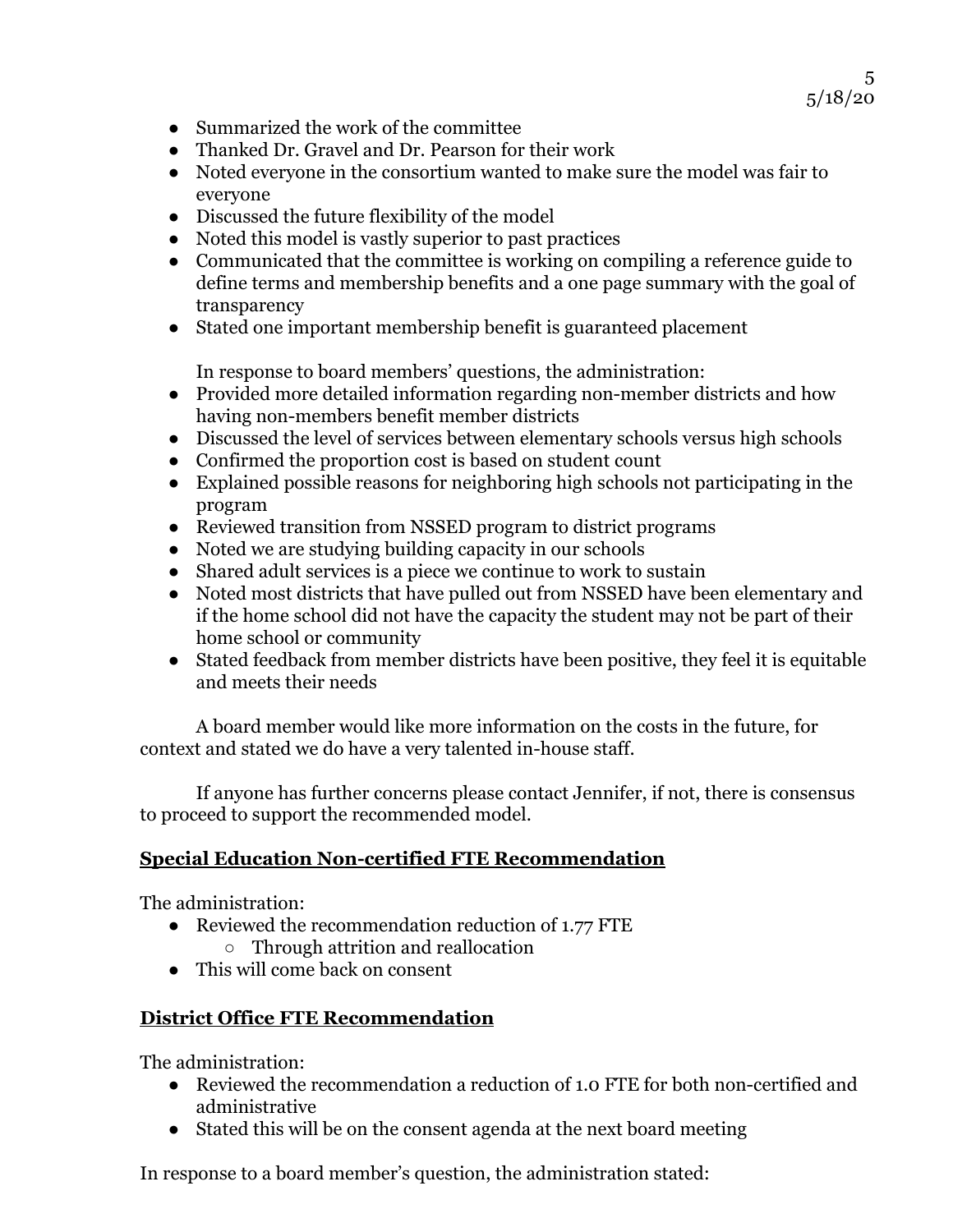- Summarized the work of the committee
- Thanked Dr. Gravel and Dr. Pearson for their work
- Noted everyone in the consortium wanted to make sure the model was fair to everyone
- Discussed the future flexibility of the model
- Noted this model is vastly superior to past practices
- Communicated that the committee is working on compiling a reference guide to define terms and membership benefits and a one page summary with the goal of transparency
- Stated one important membership benefit is guaranteed placement

In response to board members' questions, the administration:

- Provided more detailed information regarding non-member districts and how having non-members benefit member districts
- Discussed the level of services between elementary schools versus high schools
- Confirmed the proportion cost is based on student count
- Explained possible reasons for neighboring high schools not participating in the program
- Reviewed transition from NSSED program to district programs
- Noted we are studying building capacity in our schools
- Shared adult services is a piece we continue to work to sustain
- Noted most districts that have pulled out from NSSED have been elementary and if the home school did not have the capacity the student may not be part of their home school or community
- Stated feedback from member districts have been positive, they feel it is equitable and meets their needs

A board member would like more information on the costs in the future, for context and stated we do have a very talented in-house staff.

If anyone has further concerns please contact Jennifer, if not, there is consensus to proceed to support the recommended model.

## Special Education Non-certified FTE Recommendation

The administration:

- Reviewed the recommendation reduction of 1.77 FTE
  - Through attrition and reallocation
- This will come back on consent

## District Office FTE Recommendation

The administration:

- Reviewed the recommendation a reduction of 1.0 FTE for both non-certified and administrative
- Stated this will be on the consent agenda at the next board meeting

In response to a board member's question, the administration stated: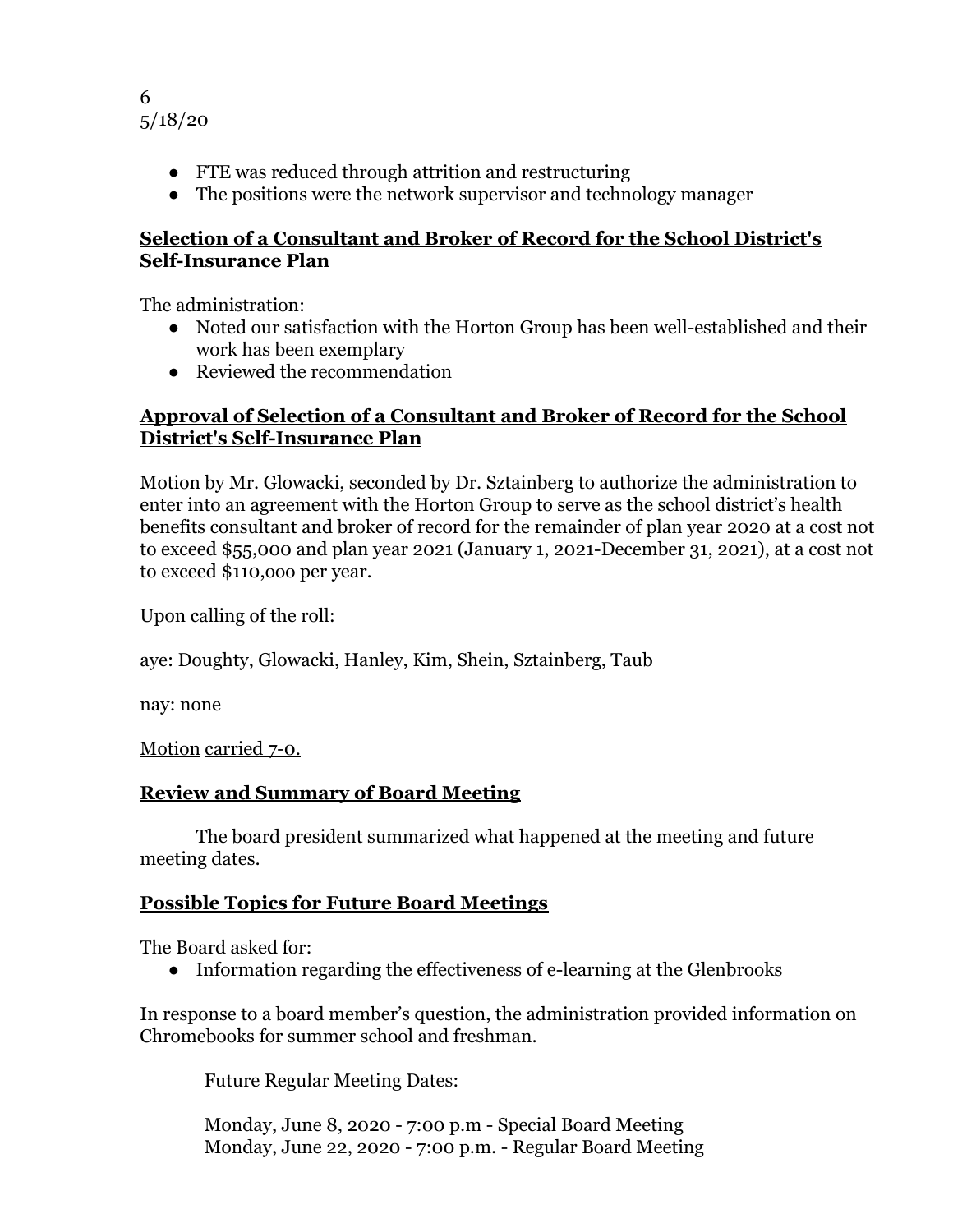- FTE was reduced through attrition and restructuring
- The positions were the network supervisor and technology manager

## Selection of a Consultant and Broker of Record for the School District's Self-Insurance Plan

The administration:

- Noted our satisfaction with the Horton Group has been well-established and their work has been exemplary
- Reviewed the recommendation

## Approval of Selection of a Consultant and Broker of Record for the School District's Self-Insurance Plan

Motion by Mr. Glowacki, seconded by Dr. Sztainberg to authorize the administration to enter into an agreement with the Horton Group to serve as the school district's health benefits consultant and broker of record for the remainder of plan year 2020 at a cost not to exceed $55,000 and plan year 2021 (January 1, 2021-December 31, 2021), at a cost not to exceed $110,000 per year.

Upon calling of the roll:

aye: Doughty, Glowacki, Hanley, Kim, Shein, Sztainberg, Taub

nay: none

Motion carried 7-0.

## Review and Summary of Board Meeting

The board president summarized what happened at the meeting and future meeting dates.

## Possible Topics for Future Board Meetings

The Board asked for:

- Information regarding the effectiveness of e-learning at the Glenbrooks

In response to a board member's question, the administration provided information on Chromebooks for summer school and freshman.

Future Regular Meeting Dates:

Monday, June 8, 2020 - 7:00 p.m - Special Board Meeting
Monday, June 22, 2020 - 7:00 p.m. - Regular Board Meeting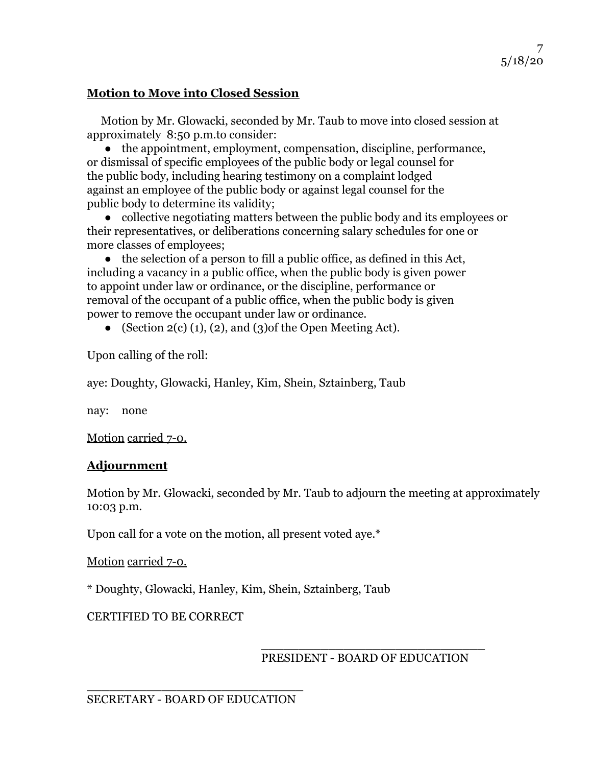## Motion to Move into Closed Session

Motion by Mr. Glowacki, seconded by Mr. Taub to move into closed session at approximately 8:50 p.m.to consider:

- the appointment, employment, compensation, discipline, performance, or dismissal of specific employees of the public body or legal counsel for the public body, including hearing testimony on a complaint lodged against an employee of the public body or against legal counsel for the public body to determine its validity;
- collective negotiating matters between the public body and its employees or their representatives, or deliberations concerning salary schedules for one or more classes of employees;
- the selection of a person to fill a public office, as defined in this Act, including a vacancy in a public office, when the public body is given power to appoint under law or ordinance, or the discipline, performance or removal of the occupant of a public office, when the public body is given power to remove the occupant under law or ordinance.
- (Section 2(c) (1), (2), and (3)of the Open Meeting Act).

Upon calling of the roll:

aye: Doughty, Glowacki, Hanley, Kim, Shein, Sztainberg, Taub

nay: none

Motion carried 7-0.

## Adjournment

Motion by Mr. Glowacki, seconded by Mr. Taub to adjourn the meeting at approximately 10:03 p.m.

Upon call for a vote on the motion, all present voted aye.*

Motion carried 7-0.

* Doughty, Glowacki, Hanley, Kim, Shein, Sztainberg, Taub

CERTIFIED TO BE CORRECT

_________________________________
PRESIDENT - BOARD OF EDUCATION

_________________________________
SECRETARY - BOARD OF EDUCATION